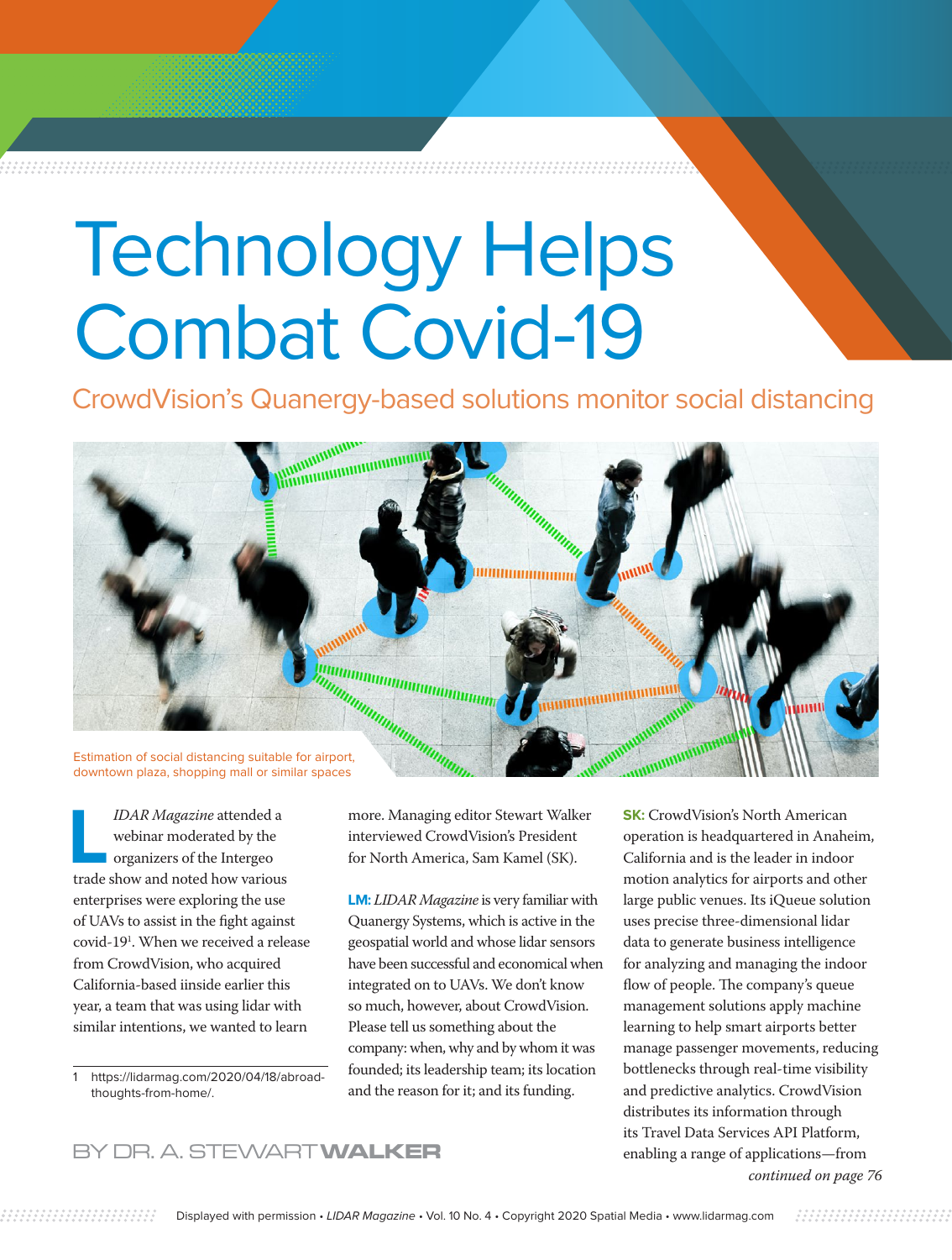# Technology Helps Combat Covid-19

## CrowdVision's Quanergy-based solutions monitor social distancing

Estimation of social distancing suitable for airport, downtown plaza, shopping mall or similar spaces

BY DR. A. STEWART WALKER

*LIDAR Magazine* attended a webinar moderated by the organizers of the Intergeo trade show and noted how various enterprises were exploring the use of UAVs to assist in the fight against covid-19[1]. When we received a release from CrowdVision, who acquired California-based iinside earlier this year, a team that was using lidar with similar intentions, we wanted to learn more. Managing editor Stewart Walker interviewed CrowdVision's President for North America, Sam Kamel (SK).

**LM:** *LIDAR Magazine* is very familiar with Quanergy Systems, which is active in the geospatial world and whose lidar sensors have been successful and economical when integrated on to UAVs. We don't know so much, however, about CrowdVision. Please tell us something about the company: when, why and by whom it was founded; its leadership team; its location and the reason for it; and its funding.

**SK:** CrowdVision's North American operation is headquartered in Anaheim, California and is the leader in indoor motion analytics for airports and other large public venues. Its iQueue solution uses precise three-dimensional lidar data to generate business intelligence for analyzing and managing the indoor flow of people. The company's queue management solutions apply machine learning to help smart airports better manage passenger movements, reducing bottlenecks through real-time visibility and predictive analytics. CrowdVision distributes its information through its Travel Data Services API Platform, enabling a range of applications—from

*continued on page 76*

---

1 https://lidarmag.com/2020/04/18/abroad-thoughts-from-home/.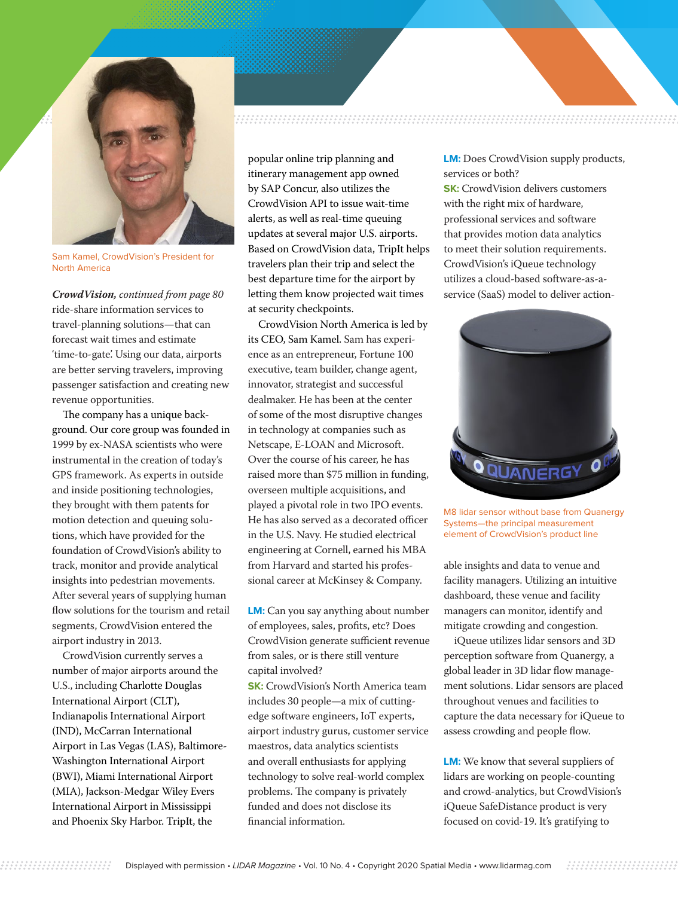Sam Kamel, CrowdVision's President for North America

***CrowdVision**, continued from page 80*
ride-share information services to travel-planning solutions—that can forecast wait times and estimate 'time-to-gate'. Using our data, airports are better serving travelers, improving passenger satisfaction and creating new revenue opportunities.

The company has a unique background. Our core group was founded in 1999 by ex-NASA scientists who were instrumental in the creation of today's GPS framework. As experts in outside and inside positioning technologies, they brought with them patents for motion detection and queuing solutions, which have provided for the foundation of CrowdVision's ability to track, monitor and provide analytical insights into pedestrian movements. After several years of supplying human flow solutions for the tourism and retail segments, CrowdVision entered the airport industry in 2013.

CrowdVision currently serves a number of major airports around the U.S., including Charlotte Douglas International Airport (CLT), Indianapolis International Airport (IND), McCarran International Airport in Las Vegas (LAS), Baltimore-Washington International Airport (BWI), Miami International Airport (MIA), Jackson-Medgar Wiley Evers International Airport in Mississippi and Phoenix Sky Harbor. TripIt, the popular online trip planning and itinerary management app owned by SAP Concur, also utilizes the CrowdVision API to issue wait-time alerts, as well as real-time queuing updates at several major U.S. airports. Based on CrowdVision data, TripIt helps travelers plan their trip and select the best departure time for the airport by letting them know projected wait times at security checkpoints.

CrowdVision North America is led by its CEO, Sam Kamel. Sam has experience as an entrepreneur, Fortune 100 executive, team builder, change agent, innovator, strategist and successful dealmaker. He has been at the center of some of the most disruptive changes in technology at companies such as Netscape, E-LOAN and Microsoft. Over the course of his career, he has raised more than $75 million in funding, overseen multiple acquisitions, and played a pivotal role in two IPO events. He has also served as a decorated officer in the U.S. Navy. He studied electrical engineering at Cornell, earned his MBA from Harvard and started his professional career at McKinsey & Company.

**LM:** Can you say anything about number of employees, sales, profits, etc? Does CrowdVision generate sufficient revenue from sales, or is there still venture capital involved?
**SK:** CrowdVision's North America team includes 30 people—a mix of cutting-edge software engineers, IoT experts, airport industry gurus, customer service maestros, data analytics scientists and overall enthusiasts for applying technology to solve real-world complex problems. The company is privately funded and does not disclose its financial information.

**LM:** Does CrowdVision supply products, services or both?
**SK:** CrowdVision delivers customers with the right mix of hardware, professional services and software that provides motion data analytics to meet their solution requirements. CrowdVision's iQueue technology utilizes a cloud-based software-as-a-service (SaaS) model to deliver actionable insights and data to venue and facility managers. Utilizing an intuitive dashboard, these venue and facility managers can monitor, identify and mitigate crowding and congestion.

M8 lidar sensor without base from Quanergy Systems—the principal measurement element of CrowdVision's product line

iQueue utilizes lidar sensors and 3D perception software from Quanergy, a global leader in 3D lidar flow management solutions. Lidar sensors are placed throughout venues and facilities to capture the data necessary for iQueue to assess crowding and people flow.

**LM:** We know that several suppliers of lidars are working on people-counting and crowd-analytics, but CrowdVision's iQueue SafeDistance product is very focused on covid-19. It's gratifying to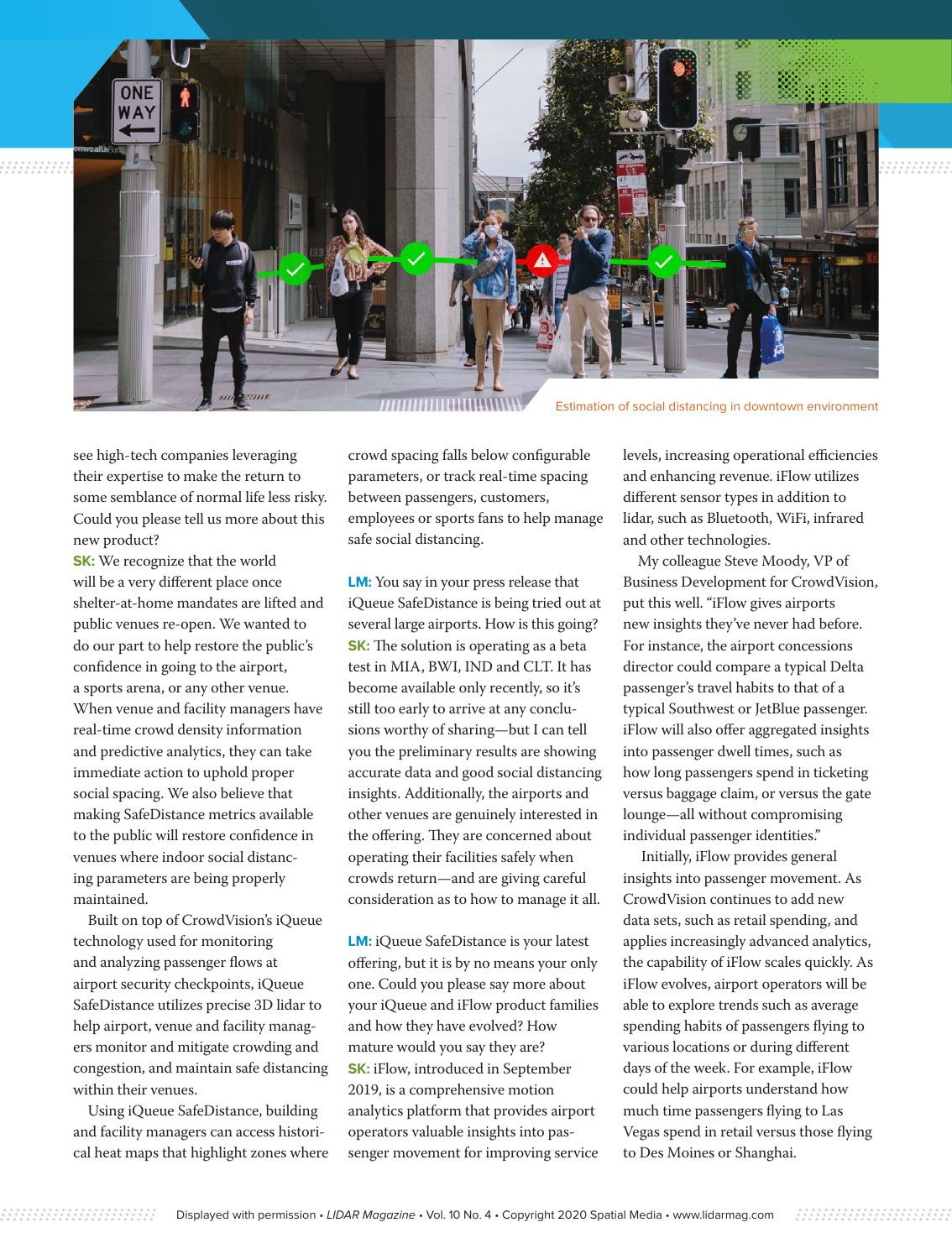Estimation of social distancing in downtown environment

see high-tech companies leveraging their expertise to make the return to some semblance of normal life less risky. Could you please tell us more about this new product?

**SK:** We recognize that the world will be a very different place once shelter-at-home mandates are lifted and public venues re-open. We wanted to do our part to help restore the public's confidence in going to the airport, a sports arena, or any other venue. When venue and facility managers have real-time crowd density information and predictive analytics, they can take immediate action to uphold proper social spacing. We also believe that making SafeDistance metrics available to the public will restore confidence in venues where indoor social distancing parameters are being properly maintained.

Built on top of CrowdVision's iQueue technology used for monitoring and analyzing passenger flows at airport security checkpoints, iQueue SafeDistance utilizes precise 3D lidar to help airport, venue and facility managers monitor and mitigate crowding and congestion, and maintain safe distancing within their venues.

Using iQueue SafeDistance, building and facility managers can access historical heat maps that highlight zones where crowd spacing falls below configurable parameters, or track real-time spacing between passengers, customers, employees or sports fans to help manage safe social distancing.

**LM:** You say in your press release that iQueue SafeDistance is being tried out at several large airports. How is this going?

**SK:** The solution is operating as a beta test in MIA, BWI, IND and CLT. It has become available only recently, so it's still too early to arrive at any conclusions worthy of sharing—but I can tell you the preliminary results are showing accurate data and good social distancing insights. Additionally, the airports and other venues are genuinely interested in the offering. They are concerned about operating their facilities safely when crowds return—and are giving careful consideration as to how to manage it all.

**LM:** iQueue SafeDistance is your latest offering, but it is by no means your only one. Could you please say more about your iQueue and iFlow product families and how they have evolved? How mature would you say they are?

**SK:** iFlow, introduced in September 2019, is a comprehensive motion analytics platform that provides airport operators valuable insights into passenger movement for improving service levels, increasing operational efficiencies and enhancing revenue. iFlow utilizes different sensor types in addition to lidar, such as Bluetooth, WiFi, infrared and other technologies.

My colleague Steve Moody, VP of Business Development for CrowdVision, put this well. "iFlow gives airports new insights they've never had before. For instance, the airport concessions director could compare a typical Delta passenger's travel habits to that of a typical Southwest or JetBlue passenger. iFlow will also offer aggregated insights into passenger dwell times, such as how long passengers spend in ticketing versus baggage claim, or versus the gate lounge—all without compromising individual passenger identities."

Initially, iFlow provides general insights into passenger movement. As CrowdVision continues to add new data sets, such as retail spending, and applies increasingly advanced analytics, the capability of iFlow scales quickly. As iFlow evolves, airport operators will be able to explore trends such as average spending habits of passengers flying to various locations or during different days of the week. For example, iFlow could help airports understand how much time passengers flying to Las Vegas spend in retail versus those flying to Des Moines or Shanghai.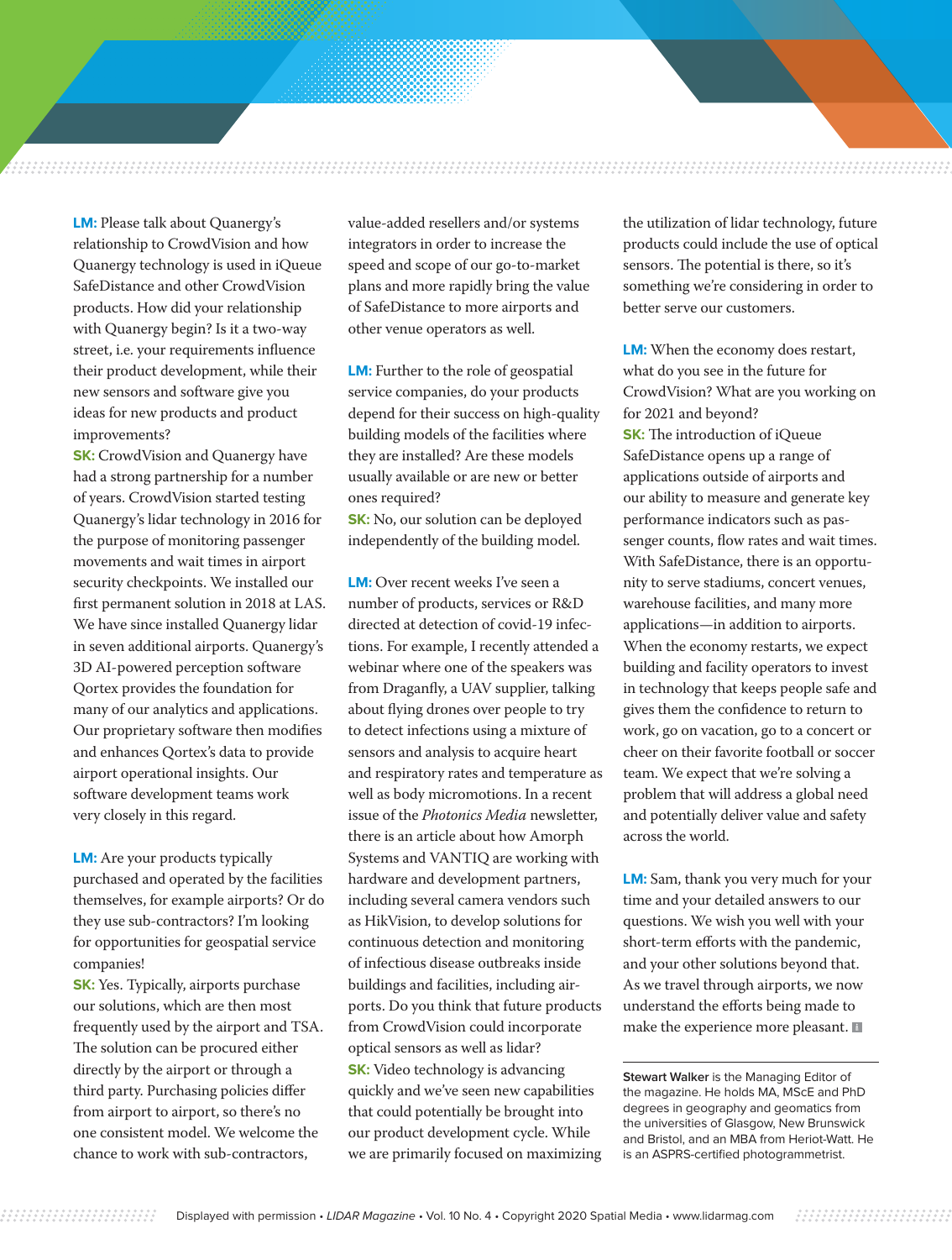**LM:** Please talk about Quanergy's relationship to CrowdVision and how Quanergy technology is used in iQueue SafeDistance and other CrowdVision products. How did your relationship with Quanergy begin? Is it a two-way street, i.e. your requirements influence their product development, while their new sensors and software give you ideas for new products and product improvements?

**SK:** CrowdVision and Quanergy have had a strong partnership for a number of years. CrowdVision started testing Quanergy's lidar technology in 2016 for the purpose of monitoring passenger movements and wait times in airport security checkpoints. We installed our first permanent solution in 2018 at LAS. We have since installed Quanergy lidar in seven additional airports. Quanergy's 3D AI-powered perception software Qortex provides the foundation for many of our analytics and applications. Our proprietary software then modifies and enhances Qortex's data to provide airport operational insights. Our software development teams work very closely in this regard.

**LM:** Are your products typically purchased and operated by the facilities themselves, for example airports? Or do they use sub-contractors? I'm looking for opportunities for geospatial service companies!

**SK:** Yes. Typically, airports purchase our solutions, which are then most frequently used by the airport and TSA. The solution can be procured either directly by the airport or through a third party. Purchasing policies differ from airport to airport, so there's no one consistent model. We welcome the chance to work with sub-contractors, value-added resellers and/or systems integrators in order to increase the speed and scope of our go-to-market plans and more rapidly bring the value of SafeDistance to more airports and other venue operators as well.

**LM:** Further to the role of geospatial service companies, do your products depend for their success on high-quality building models of the facilities where they are installed? Are these models usually available or are new or better ones required?

**SK:** No, our solution can be deployed independently of the building model.

**LM:** Over recent weeks I've seen a number of products, services or R&D directed at detection of covid-19 infections. For example, I recently attended a webinar where one of the speakers was from Draganfly, a UAV supplier, talking about flying drones over people to try to detect infections using a mixture of sensors and analysis to acquire heart and respiratory rates and temperature as well as body micromotions. In a recent issue of the *Photonics Media* newsletter, there is an article about how Amorph Systems and VANTIQ are working with hardware and development partners, including several camera vendors such as HikVision, to develop solutions for continuous detection and monitoring of infectious disease outbreaks inside buildings and facilities, including airports. Do you think that future products from CrowdVision could incorporate optical sensors as well as lidar?

**SK:** Video technology is advancing quickly and we've seen new capabilities that could potentially be brought into our product development cycle. While we are primarily focused on maximizing the utilization of lidar technology, future products could include the use of optical sensors. The potential is there, so it's something we're considering in order to better serve our customers.

**LM:** When the economy does restart, what do you see in the future for CrowdVision? What are you working on for 2021 and beyond?

**SK:** The introduction of iQueue SafeDistance opens up a range of applications outside of airports and our ability to measure and generate key performance indicators such as passenger counts, flow rates and wait times. With SafeDistance, there is an opportunity to serve stadiums, concert venues, warehouse facilities, and many more applications—in addition to airports. When the economy restarts, we expect building and facility operators to invest in technology that keeps people safe and gives them the confidence to return to work, go on vacation, go to a concert or cheer on their favorite football or soccer team. We expect that we're solving a problem that will address a global need and potentially deliver value and safety across the world.

**LM:** Sam, thank you very much for your time and your detailed answers to our questions. We wish you well with your short-term efforts with the pandemic, and your other solutions beyond that. As we travel through airports, we now understand the efforts being made to make the experience more pleasant.

---

**Stewart Walker** is the Managing Editor of the magazine. He holds MA, MScE and PhD degrees in geography and geomatics from the universities of Glasgow, New Brunswick and Bristol, and an MBA from Heriot-Watt. He is an ASPRS-certified photogrammetrist.